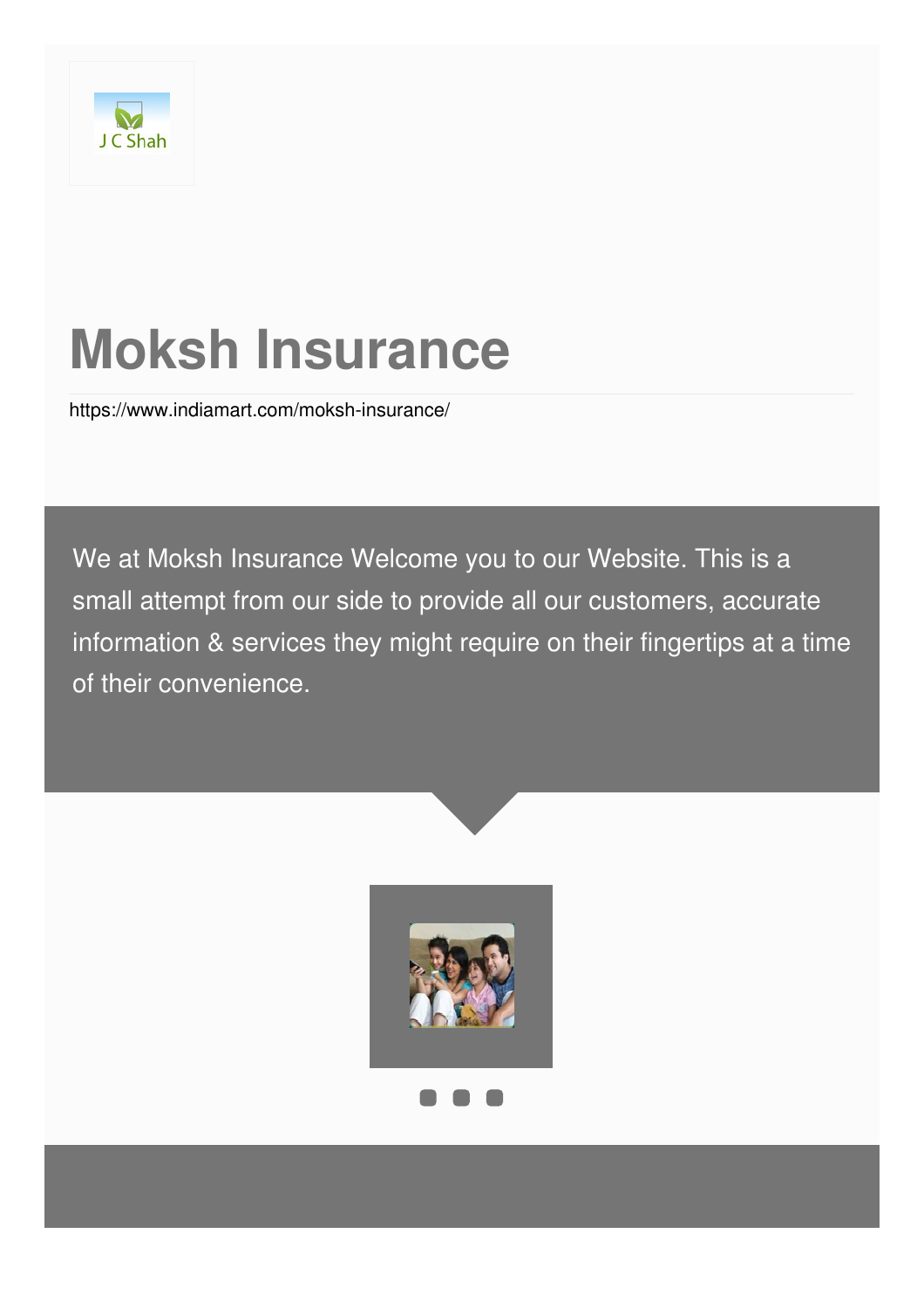J C Shah

# Moksh Insurance

https://www.indiamart.com/moksh-insurance/

We at Moksh Insurance Welcome you to our Website. This is a small attempt from our side to provide all our customers, accurate information & services they might require on their fingertips at a time of their convenience.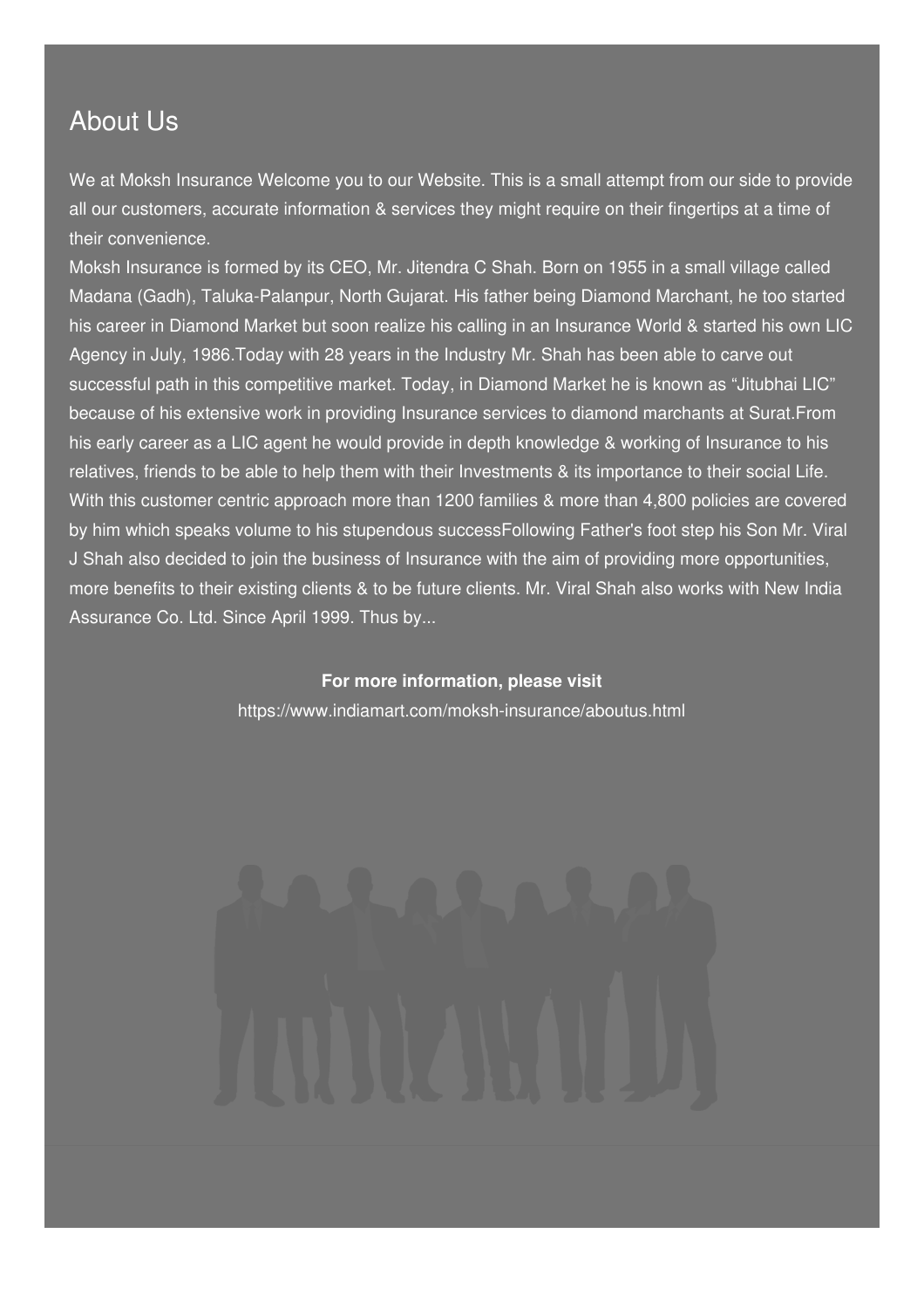## About Us

We at Moksh Insurance Welcome you to our Website. This is a small attempt from our side to provide all our customers, accurate information & services they might require on their fingertips at a time of their convenience.

Moksh Insurance is formed by its CEO, Mr. Jitendra C Shah. Born on 1955 in a small village called Madana (Gadh), Taluka-Palanpur, North Gujarat. His father being Diamond Marchant, he too started his career in Diamond Market but soon realize his calling in an Insurance World & started his own LIC Agency in July, 1986.Today with 28 years in the Industry Mr. Shah has been able to carve out successful path in this competitive market. Today, in Diamond Market he is known as "Jitubhai LIC" because of his extensive work in providing Insurance services to diamond marchants at Surat.From his early career as a LIC agent he would provide in depth knowledge & working of Insurance to his relatives, friends to be able to help them with their Investments & its importance to their social Life. With this customer centric approach more than 1200 families & more than 4,800 policies are covered by him which speaks volume to his stupendous successFollowing Father's foot step his Son Mr. Viral J Shah also decided to join the business of Insurance with the aim of providing more opportunities, more benefits to their existing clients & to be future clients. Mr. Viral Shah also works with New India Assurance Co. Ltd. Since April 1999. Thus by...

**For more information, please visit**

https://www.indiamart.com/moksh-insurance/aboutus.html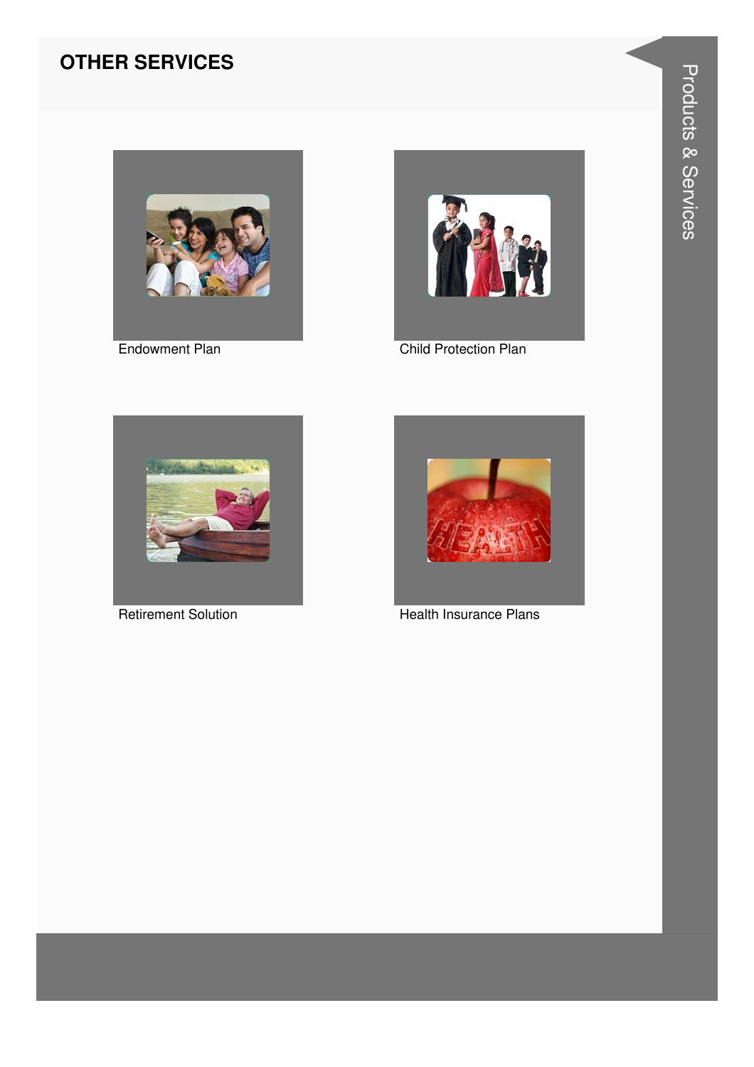## OTHER SERVICES

Endowment Plan

Child Protection Plan

Retirement Solution

Health Insurance Plans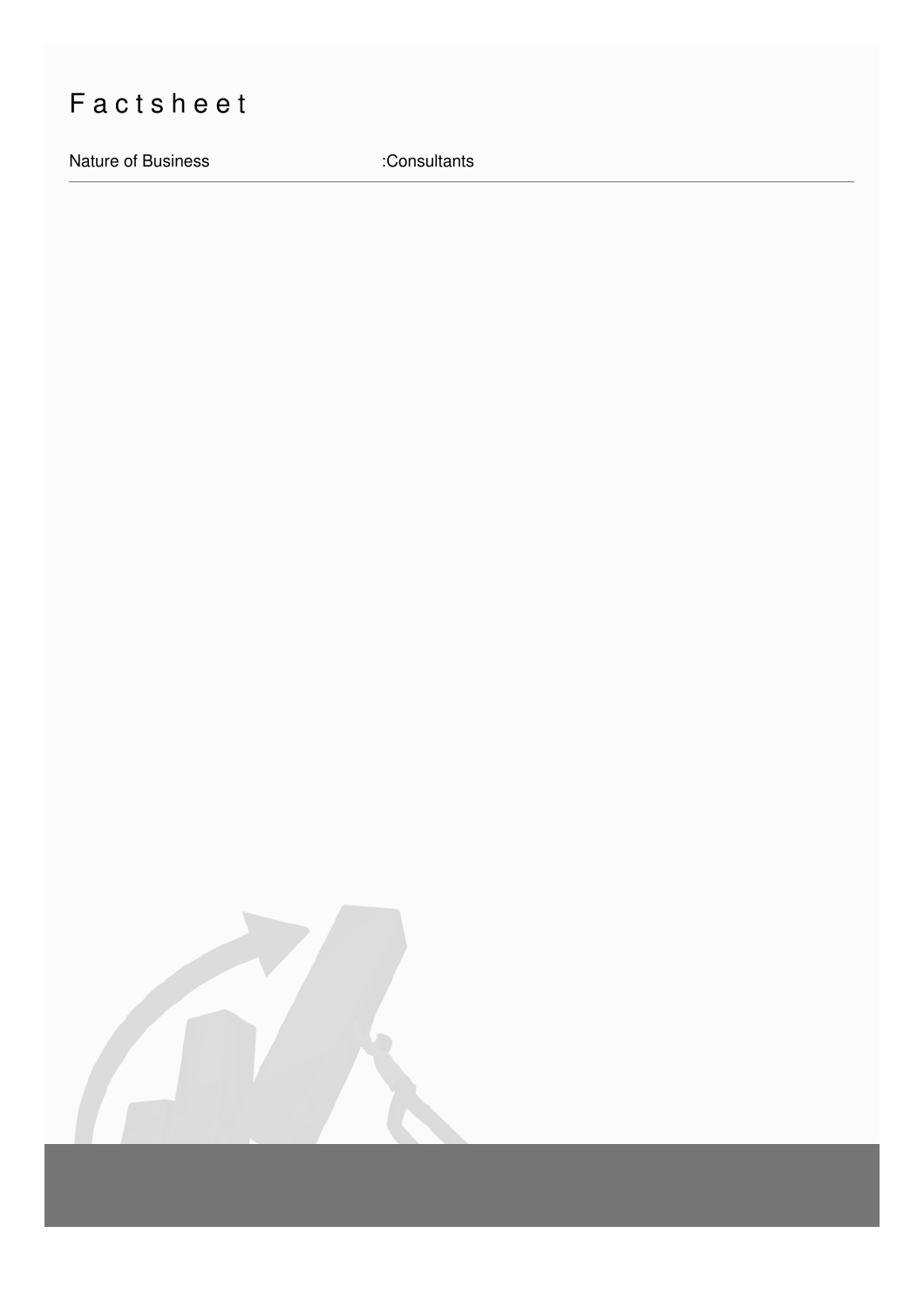# Factsheet

| Nature of Business | :Consultants |
| --- | --- |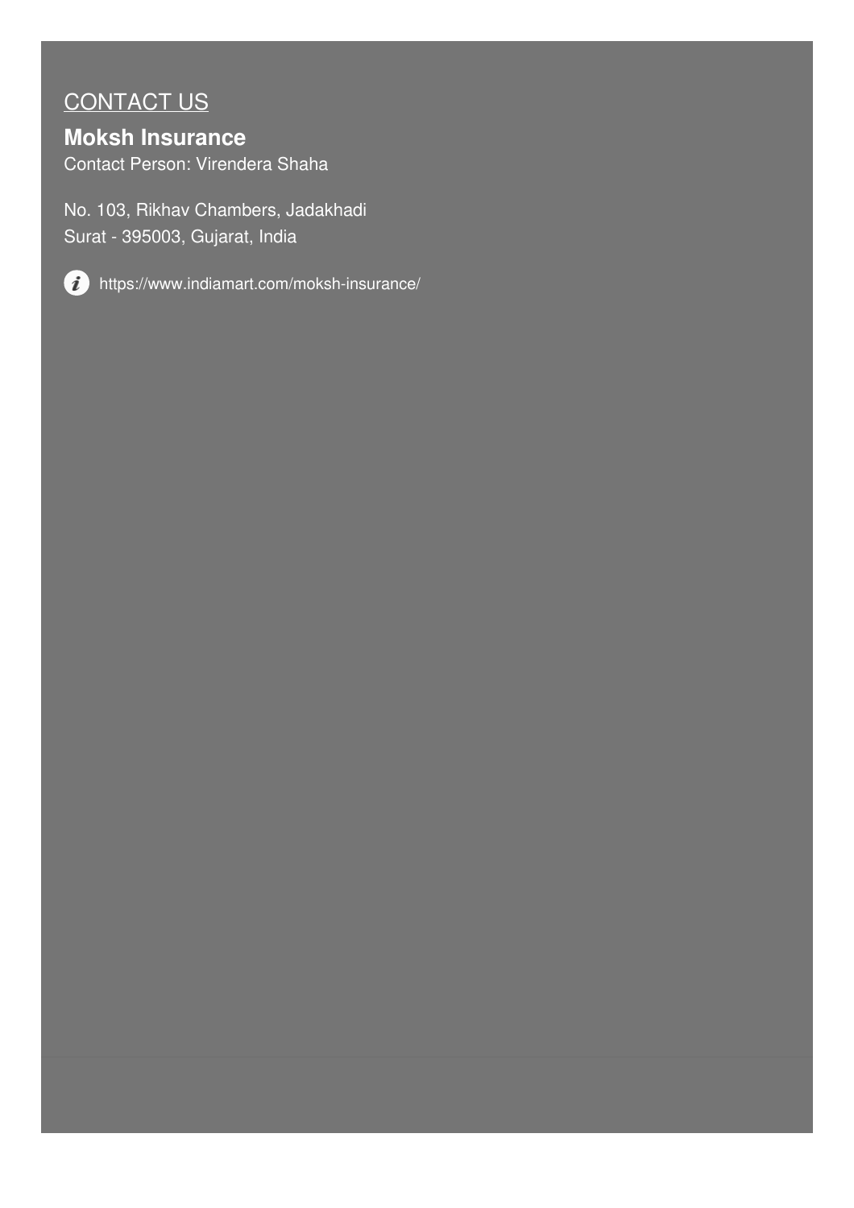## CONTACT US

### Moksh Insurance

Contact Person: Virendera Shaha

No. 103, Rikhav Chambers, Jadakhadi
Surat - 395003, Gujarat, India

https://www.indiamart.com/moksh-insurance/